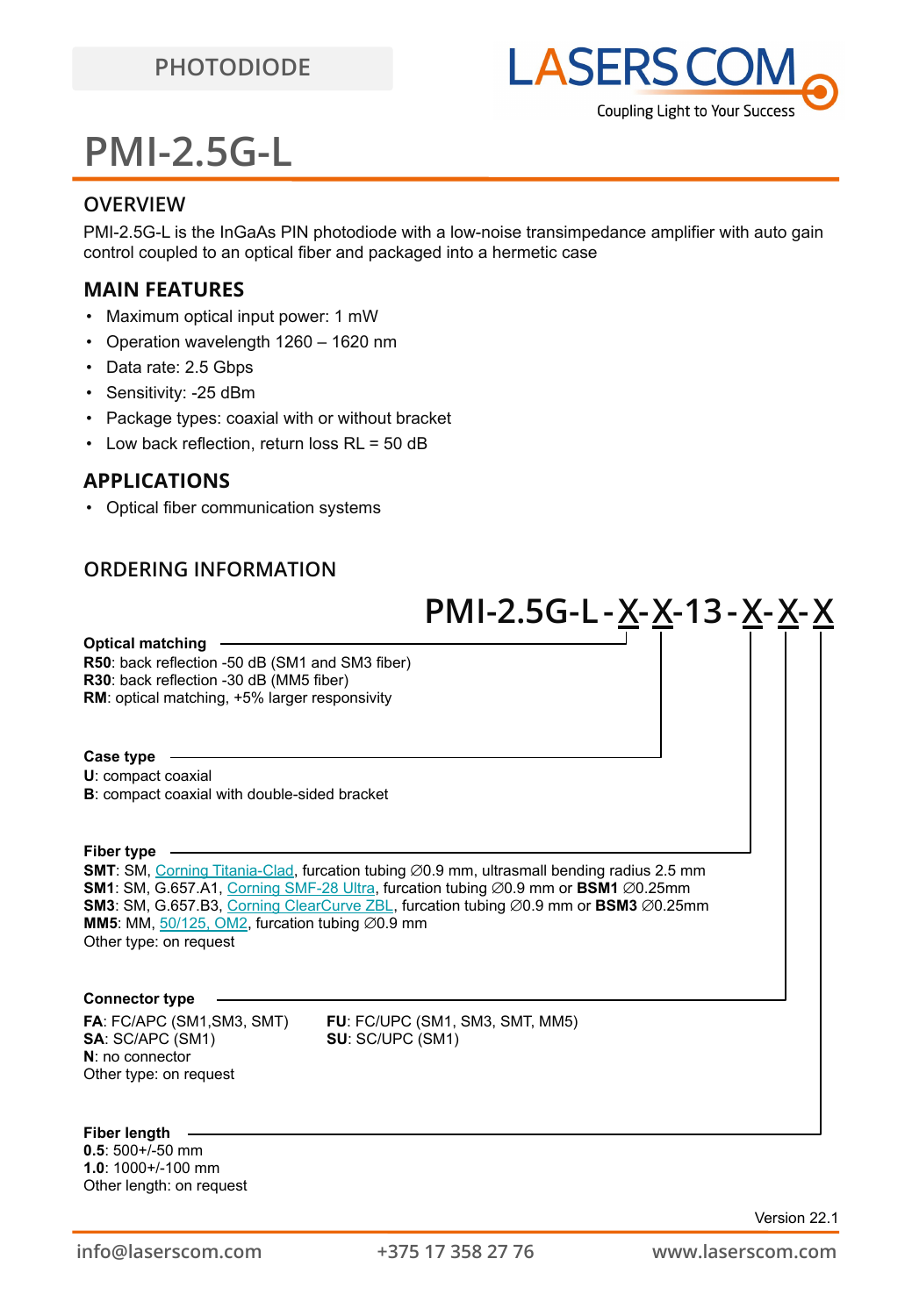PHOTODIODE

# PMI-2.5G-L

## OVERVIEW

PMI-2.5G-L is the InGaAs PIN photodiode with a low-noise transimpedance amplifier with auto gain control coupled to an optical fiber and packaged into a hermetic case

## MAIN FEATURES

- Maximum optical input power: 1 mW
- Operation wavelength 1260 – 1620 nm
- Data rate: 2.5 Gbps
- Sensitivity: -25 dBm
- Package types: coaxial with or without bracket
- Low back reflection, return loss RL = 50 dB

## APPLICATIONS

- Optical fiber communication systems

## ORDERING INFORMATION

**PMI-2.5G-L-X-X-13-X-X-X**

**Optical matching**
**R50**: back reflection -50 dB (SM1 and SM3 fiber)
**R30**: back reflection -30 dB (MM5 fiber)
**RM**: optical matching, +5% larger responsivity

**Case type**
**U**: compact coaxial
**B**: compact coaxial with double-sided bracket

**Fiber type**
**SMT**: SM, Corning Titania-Clad, furcation tubing ∅0.9 mm, ultrasmall bending radius 2.5 mm
**SM1**: SM, G.657.A1, Corning SMF-28 Ultra, furcation tubing ∅0.9 mm or **BSM1** ∅0.25mm
**SM3**: SM, G.657.B3, Corning ClearCurve ZBL, furcation tubing ∅0.9 mm or **BSM3** ∅0.25mm
**MM5**: MM, 50/125, OM2, furcation tubing ∅0.9 mm
Other type: on request

**Connector type**
**FA**: FC/APC (SM1,SM3, SMT)
**SA**: SC/APC (SM1)
**N**: no connector
Other type: on request
**FU**: FC/UPC (SM1, SM3, SMT, MM5)
**SU**: SC/UPC (SM1)

**Fiber length**
**0.5**: 500+/-50 mm
**1.0**: 1000+/-100 mm
Other length: on request

Version 22.1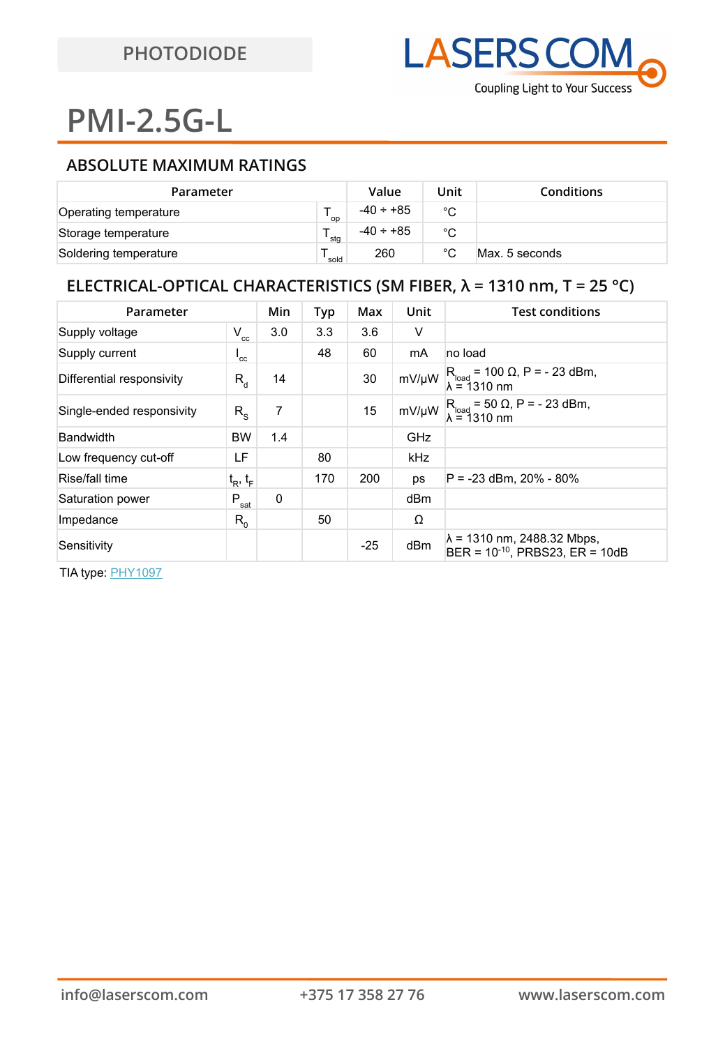PHOTODIODE

# PMI-2.5G-L

## ABSOLUTE MAXIMUM RATINGS

| Parameter | | Value | Unit | Conditions |
|---|---|---|---|---|
| Operating temperature | $T_{op}$ | -40 ÷ +85 | °C | |
| Storage temperature | $T_{stg}$ | -40 ÷ +85 | °C | |
| Soldering temperature | $T_{sold}$ | 260 | °C | Max. 5 seconds |

## ELECTRICAL-OPTICAL CHARACTERISTICS (SM FIBER, λ = 1310 nm, T = 25 °C)

| Parameter | | Min | Typ | Max | Unit | Test conditions |
|---|---|---|---|---|---|---|
| Supply voltage | $V_{cc}$ | 3.0 | 3.3 | 3.6 | V | |
| Supply current | $I_{cc}$ | | 48 | 60 | mA | no load |
| Differential responsivity | $R_d$ | 14 | | 30 | mV/μW | $R_{load}$ = 100 Ω, P = - 23 dBm, λ = 1310 nm |
| Single-ended responsivity | $R_S$ | 7 | | 15 | mV/μW | $R_{load}$ = 50 Ω, P = - 23 dBm, λ = 1310 nm |
| Bandwidth | BW | 1.4 | | | GHz | |
| Low frequency cut-off | LF | | 80 | | kHz | |
| Rise/fall time | $t_R$, $t_F$ | | 170 | 200 | ps | P = -23 dBm, 20% - 80% |
| Saturation power | $P_{sat}$ | 0 | | | dBm | |
| Impedance | $R_0$ | | 50 | | Ω | |
| Sensitivity | | | | -25 | dBm | λ = 1310 nm, 2488.32 Mbps, BER = $10^{-10}$, PRBS23, ER = 10dB |

TIA type: PHY1097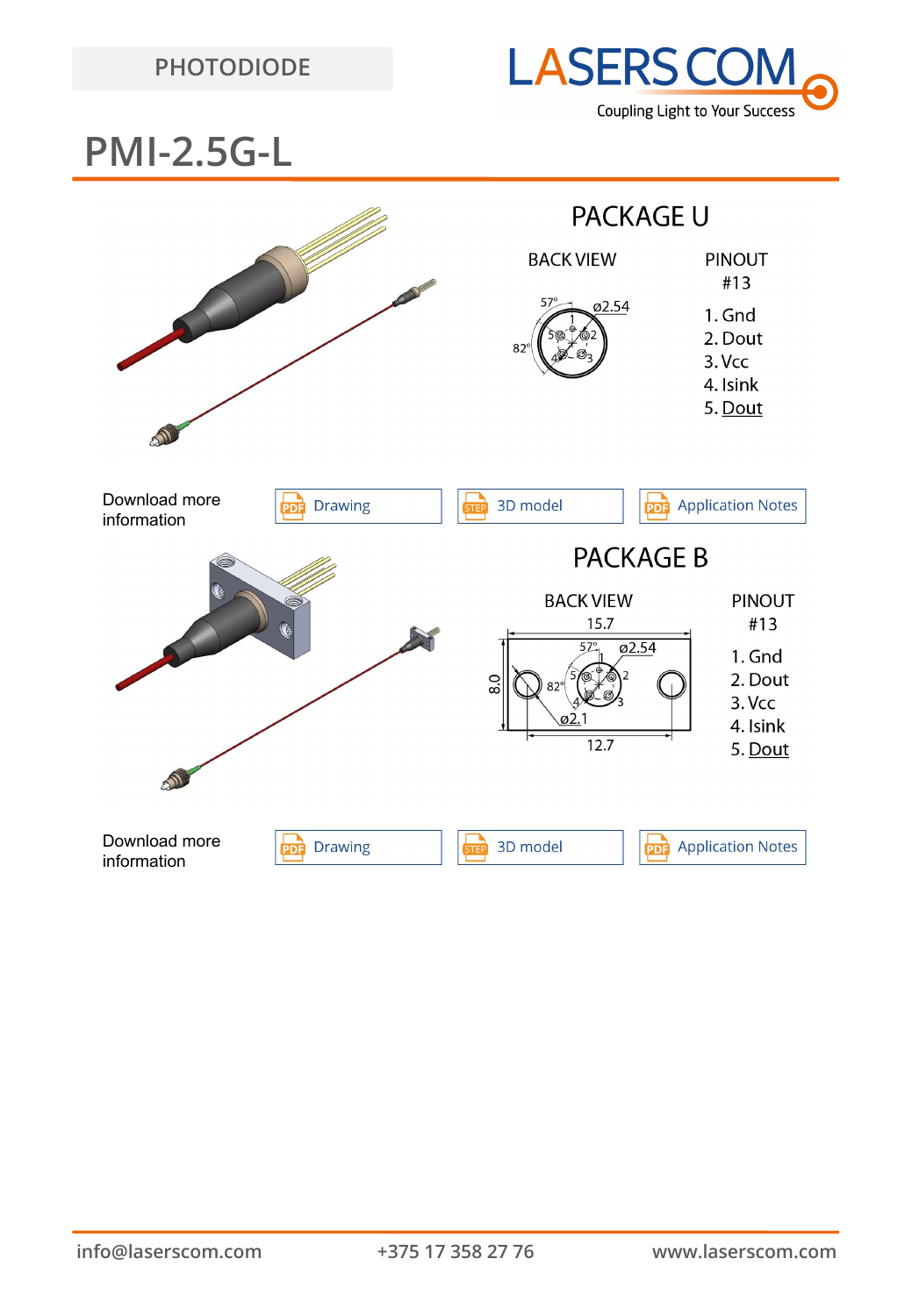PHOTODIODE

# PMI-2.5G-L

## PACKAGE U

BACK VIEW

PINOUT
#13

1. Gnd
2. Dout
3. Vcc
4. Isink
5. Dout

Download more information

Drawing | 3D model | Application Notes

## PACKAGE B

BACK VIEW

PINOUT
#13

1. Gnd
2. Dout
3. Vcc
4. Isink
5. Dout

Download more information

Drawing | 3D model | Application Notes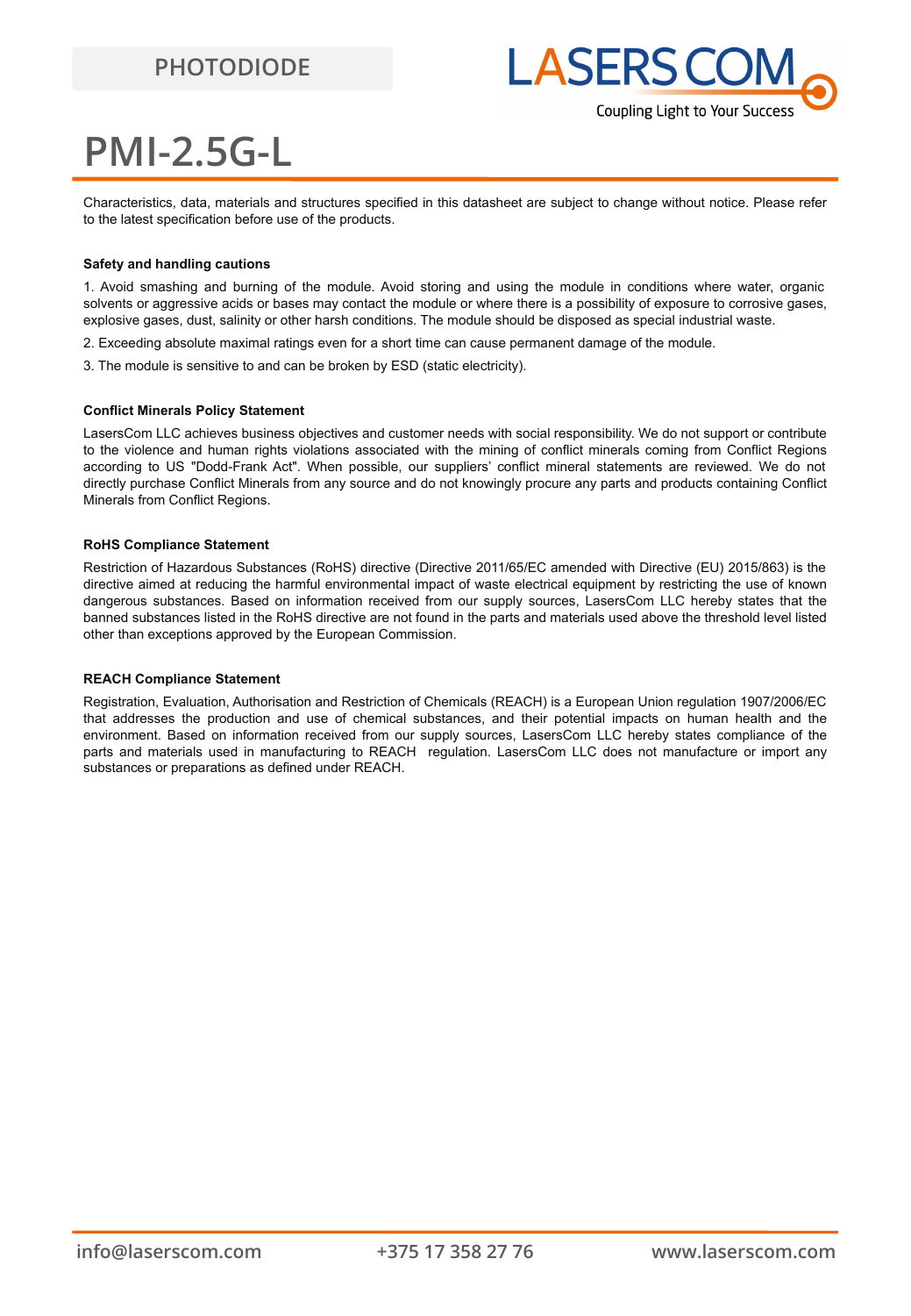# PMI-2.5G-L

Characteristics, data, materials and structures specified in this datasheet are subject to change without notice. Please refer to the latest specification before use of the products.

**Safety and handling cautions**

1. Avoid smashing and burning of the module. Avoid storing and using the module in conditions where water, organic solvents or aggressive acids or bases may contact the module or where there is a possibility of exposure to corrosive gases, explosive gases, dust, salinity or other harsh conditions. The module should be disposed as special industrial waste.
2. Exceeding absolute maximal ratings even for a short time can cause permanent damage of the module.
3. The module is sensitive to and can be broken by ESD (static electricity).

**Conflict Minerals Policy Statement**

LasersCom LLC achieves business objectives and customer needs with social responsibility. We do not support or contribute to the violence and human rights violations associated with the mining of conflict minerals coming from Conflict Regions according to US "Dodd-Frank Act". When possible, our suppliers' conflict mineral statements are reviewed. We do not directly purchase Conflict Minerals from any source and do not knowingly procure any parts and products containing Conflict Minerals from Conflict Regions.

**RoHS Compliance Statement**

Restriction of Hazardous Substances (RoHS) directive (Directive 2011/65/EC amended with Directive (EU) 2015/863) is the directive aimed at reducing the harmful environmental impact of waste electrical equipment by restricting the use of known dangerous substances. Based on information received from our supply sources, LasersCom LLC hereby states that the banned substances listed in the RoHS directive are not found in the parts and materials used above the threshold level listed other than exceptions approved by the European Commission.

**REACH Compliance Statement**

Registration, Evaluation, Authorisation and Restriction of Chemicals (REACH) is a European Union regulation 1907/2006/EC that addresses the production and use of chemical substances, and their potential impacts on human health and the environment. Based on information received from our supply sources, LasersCom LLC hereby states compliance of the parts and materials used in manufacturing to REACH regulation. LasersCom LLC does not manufacture or import any substances or preparations as defined under REACH.